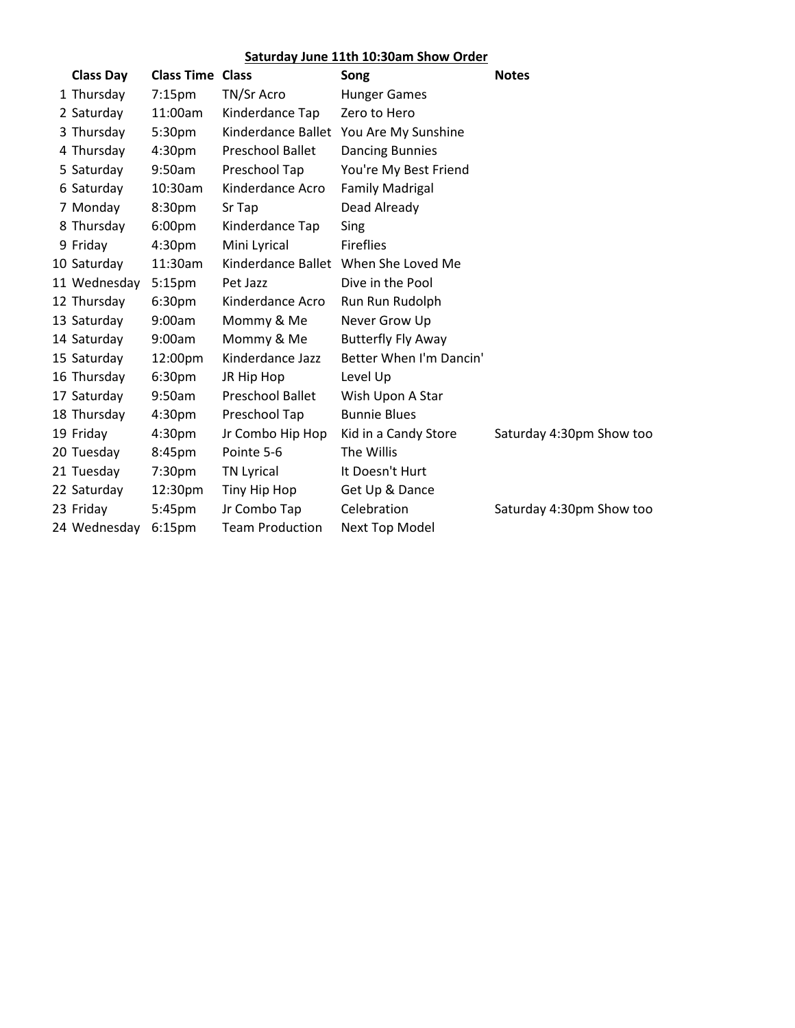**Saturday June 11th 10:30am Show Order**

| | Class Day | Class Time | Class | Song | Notes |
|---|---|---|---|---|---|
| 1 | Thursday | 7:15pm | TN/Sr Acro | Hunger Games | |
| 2 | Saturday | 11:00am | Kinderdance Tap | Zero to Hero | |
| 3 | Thursday | 5:30pm | Kinderdance Ballet | You Are My Sunshine | |
| 4 | Thursday | 4:30pm | Preschool Ballet | Dancing Bunnies | |
| 5 | Saturday | 9:50am | Preschool Tap | You're My Best Friend | |
| 6 | Saturday | 10:30am | Kinderdance Acro | Family Madrigal | |
| 7 | Monday | 8:30pm | Sr Tap | Dead Already | |
| 8 | Thursday | 6:00pm | Kinderdance Tap | Sing | |
| 9 | Friday | 4:30pm | Mini Lyrical | Fireflies | |
| 10 | Saturday | 11:30am | Kinderdance Ballet | When She Loved Me | |
| 11 | Wednesday | 5:15pm | Pet Jazz | Dive in the Pool | |
| 12 | Thursday | 6:30pm | Kinderdance Acro | Run Run Rudolph | |
| 13 | Saturday | 9:00am | Mommy & Me | Never Grow Up | |
| 14 | Saturday | 9:00am | Mommy & Me | Butterfly Fly Away | |
| 15 | Saturday | 12:00pm | Kinderdance Jazz | Better When I'm Dancin' | |
| 16 | Thursday | 6:30pm | JR Hip Hop | Level Up | |
| 17 | Saturday | 9:50am | Preschool Ballet | Wish Upon A Star | |
| 18 | Thursday | 4:30pm | Preschool Tap | Bunnie Blues | |
| 19 | Friday | 4:30pm | Jr Combo Hip Hop | Kid in a Candy Store | Saturday 4:30pm Show too |
| 20 | Tuesday | 8:45pm | Pointe 5-6 | The Willis | |
| 21 | Tuesday | 7:30pm | TN Lyrical | It Doesn't Hurt | |
| 22 | Saturday | 12:30pm | Tiny Hip Hop | Get Up & Dance | |
| 23 | Friday | 5:45pm | Jr Combo Tap | Celebration | Saturday 4:30pm Show too |
| 24 | Wednesday | 6:15pm | Team Production | Next Top Model | |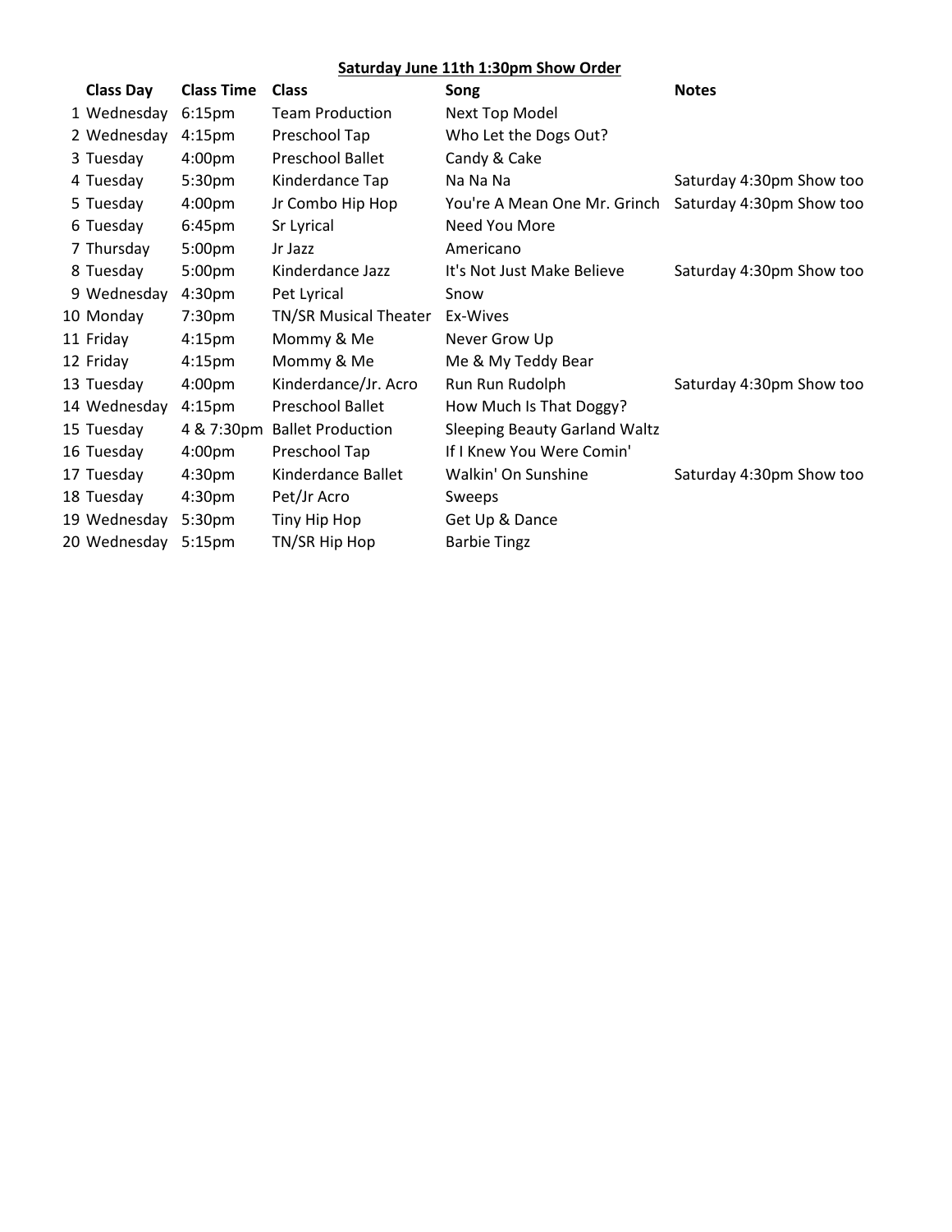**Saturday June 11th 1:30pm Show Order**

| | Class Day | Class Time | Class | Song | Notes |
|---|---|---|---|---|---|
| 1 | Wednesday | 6:15pm | Team Production | Next Top Model | |
| 2 | Wednesday | 4:15pm | Preschool Tap | Who Let the Dogs Out? | |
| 3 | Tuesday | 4:00pm | Preschool Ballet | Candy & Cake | |
| 4 | Tuesday | 5:30pm | Kinderdance Tap | Na Na Na | Saturday 4:30pm Show too |
| 5 | Tuesday | 4:00pm | Jr Combo Hip Hop | You're A Mean One Mr. Grinch | Saturday 4:30pm Show too |
| 6 | Tuesday | 6:45pm | Sr Lyrical | Need You More | |
| 7 | Thursday | 5:00pm | Jr Jazz | Americano | |
| 8 | Tuesday | 5:00pm | Kinderdance Jazz | It's Not Just Make Believe | Saturday 4:30pm Show too |
| 9 | Wednesday | 4:30pm | Pet Lyrical | Snow | |
| 10 | Monday | 7:30pm | TN/SR Musical Theater | Ex-Wives | |
| 11 | Friday | 4:15pm | Mommy & Me | Never Grow Up | |
| 12 | Friday | 4:15pm | Mommy & Me | Me & My Teddy Bear | |
| 13 | Tuesday | 4:00pm | Kinderdance/Jr. Acro | Run Run Rudolph | Saturday 4:30pm Show too |
| 14 | Wednesday | 4:15pm | Preschool Ballet | How Much Is That Doggy? | |
| 15 | Tuesday | 4 & 7:30pm | Ballet Production | Sleeping Beauty Garland Waltz | |
| 16 | Tuesday | 4:00pm | Preschool Tap | If I Knew You Were Comin' | |
| 17 | Tuesday | 4:30pm | Kinderdance Ballet | Walkin' On Sunshine | Saturday 4:30pm Show too |
| 18 | Tuesday | 4:30pm | Pet/Jr Acro | Sweeps | |
| 19 | Wednesday | 5:30pm | Tiny Hip Hop | Get Up & Dance | |
| 20 | Wednesday | 5:15pm | TN/SR Hip Hop | Barbie Tingz | |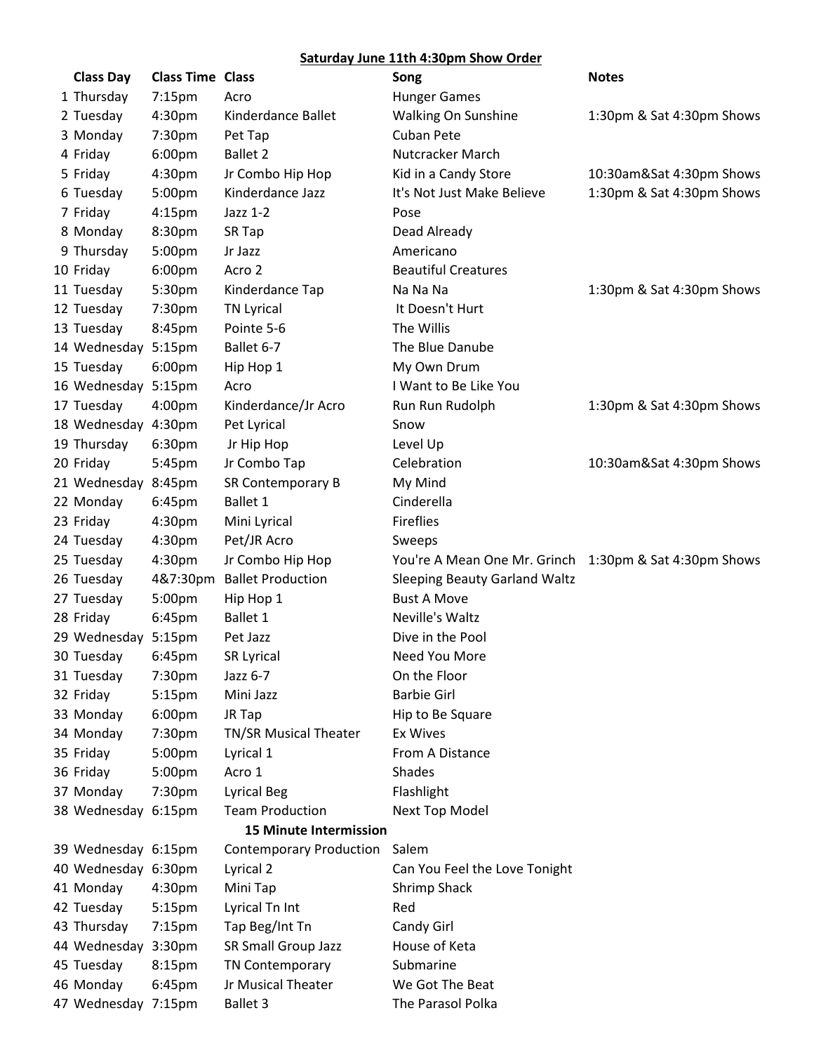**Saturday June 11th 4:30pm Show Order**

| | Class Day | Class Time | Class | Song | Notes |
|---|---|---|---|---|---|
| 1 | Thursday | 7:15pm | Acro | Hunger Games | |
| 2 | Tuesday | 4:30pm | Kinderdance Ballet | Walking On Sunshine | 1:30pm & Sat 4:30pm Shows |
| 3 | Monday | 7:30pm | Pet Tap | Cuban Pete | |
| 4 | Friday | 6:00pm | Ballet 2 | Nutcracker March | |
| 5 | Friday | 4:30pm | Jr Combo Hip Hop | Kid in a Candy Store | 10:30am&Sat 4:30pm Shows |
| 6 | Tuesday | 5:00pm | Kinderdance Jazz | It's Not Just Make Believe | 1:30pm & Sat 4:30pm Shows |
| 7 | Friday | 4:15pm | Jazz 1-2 | Pose | |
| 8 | Monday | 8:30pm | SR Tap | Dead Already | |
| 9 | Thursday | 5:00pm | Jr Jazz | Americano | |
| 10 | Friday | 6:00pm | Acro 2 | Beautiful Creatures | |
| 11 | Tuesday | 5:30pm | Kinderdance Tap | Na Na Na | 1:30pm & Sat 4:30pm Shows |
| 12 | Tuesday | 7:30pm | TN Lyrical | It Doesn't Hurt | |
| 13 | Tuesday | 8:45pm | Pointe 5-6 | The Willis | |
| 14 | Wednesday | 5:15pm | Ballet 6-7 | The Blue Danube | |
| 15 | Tuesday | 6:00pm | Hip Hop 1 | My Own Drum | |
| 16 | Wednesday | 5:15pm | Acro | I Want to Be Like You | |
| 17 | Tuesday | 4:00pm | Kinderdance/Jr Acro | Run Run Rudolph | 1:30pm & Sat 4:30pm Shows |
| 18 | Wednesday | 4:30pm | Pet Lyrical | Snow | |
| 19 | Thursday | 6:30pm | Jr Hip Hop | Level Up | |
| 20 | Friday | 5:45pm | Jr Combo Tap | Celebration | 10:30am&Sat 4:30pm Shows |
| 21 | Wednesday | 8:45pm | SR Contemporary B | My Mind | |
| 22 | Monday | 6:45pm | Ballet 1 | Cinderella | |
| 23 | Friday | 4:30pm | Mini Lyrical | Fireflies | |
| 24 | Tuesday | 4:30pm | Pet/JR Acro | Sweeps | |
| 25 | Tuesday | 4:30pm | Jr Combo Hip Hop | You're A Mean One Mr. Grinch | 1:30pm & Sat 4:30pm Shows |
| 26 | Tuesday | 4&7:30pm | Ballet Production | Sleeping Beauty Garland Waltz | |
| 27 | Tuesday | 5:00pm | Hip Hop 1 | Bust A Move | |
| 28 | Friday | 6:45pm | Ballet 1 | Neville's Waltz | |
| 29 | Wednesday | 5:15pm | Pet Jazz | Dive in the Pool | |
| 30 | Tuesday | 6:45pm | SR Lyrical | Need You More | |
| 31 | Tuesday | 7:30pm | Jazz 6-7 | On the Floor | |
| 32 | Friday | 5:15pm | Mini Jazz | Barbie Girl | |
| 33 | Monday | 6:00pm | JR Tap | Hip to Be Square | |
| 34 | Monday | 7:30pm | TN/SR Musical Theater | Ex Wives | |
| 35 | Friday | 5:00pm | Lyrical 1 | From A Distance | |
| 36 | Friday | 5:00pm | Acro 1 | Shades | |
| 37 | Monday | 7:30pm | Lyrical Beg | Flashlight | |
| 38 | Wednesday | 6:15pm | Team Production | Next Top Model | |
| | | | **15 Minute Intermission** | | |
| 39 | Wednesday | 6:15pm | Contemporary Production | Salem | |
| 40 | Wednesday | 6:30pm | Lyrical 2 | Can You Feel the Love Tonight | |
| 41 | Monday | 4:30pm | Mini Tap | Shrimp Shack | |
| 42 | Tuesday | 5:15pm | Lyrical Tn Int | Red | |
| 43 | Thursday | 7:15pm | Tap Beg/Int Tn | Candy Girl | |
| 44 | Wednesday | 3:30pm | SR Small Group Jazz | House of Keta | |
| 45 | Tuesday | 8:15pm | TN Contemporary | Submarine | |
| 46 | Monday | 6:45pm | Jr Musical Theater | We Got The Beat | |
| 47 | Wednesday | 7:15pm | Ballet 3 | The Parasol Polka | |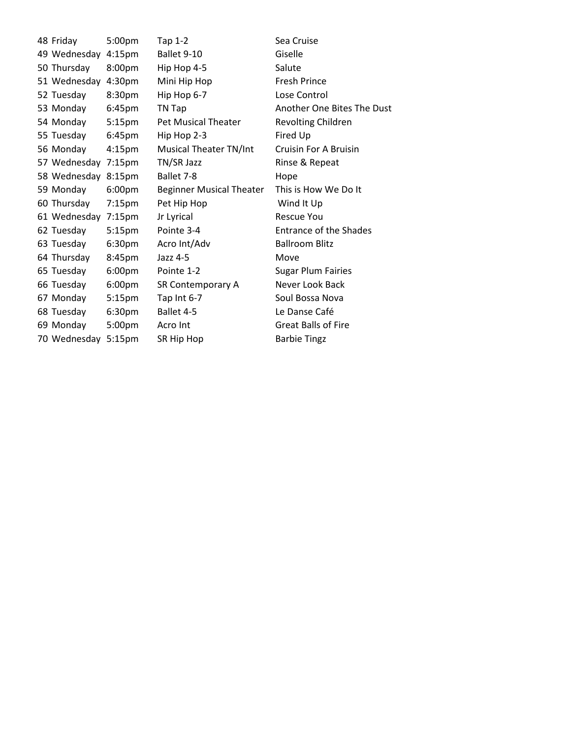| | | | | |
|---|---|---|---|---|
| 48 | Friday | 5:00pm | Tap 1-2 | Sea Cruise |
| 49 | Wednesday | 4:15pm | Ballet 9-10 | Giselle |
| 50 | Thursday | 8:00pm | Hip Hop 4-5 | Salute |
| 51 | Wednesday | 4:30pm | Mini Hip Hop | Fresh Prince |
| 52 | Tuesday | 8:30pm | Hip Hop 6-7 | Lose Control |
| 53 | Monday | 6:45pm | TN Tap | Another One Bites The Dust |
| 54 | Monday | 5:15pm | Pet Musical Theater | Revolting Children |
| 55 | Tuesday | 6:45pm | Hip Hop 2-3 | Fired Up |
| 56 | Monday | 4:15pm | Musical Theater TN/Int | Cruisin For A Bruisin |
| 57 | Wednesday | 7:15pm | TN/SR Jazz | Rinse & Repeat |
| 58 | Wednesday | 8:15pm | Ballet 7-8 | Hope |
| 59 | Monday | 6:00pm | Beginner Musical Theater | This is How We Do It |
| 60 | Thursday | 7:15pm | Pet Hip Hop | Wind It Up |
| 61 | Wednesday | 7:15pm | Jr Lyrical | Rescue You |
| 62 | Tuesday | 5:15pm | Pointe 3-4 | Entrance of the Shades |
| 63 | Tuesday | 6:30pm | Acro Int/Adv | Ballroom Blitz |
| 64 | Thursday | 8:45pm | Jazz 4-5 | Move |
| 65 | Tuesday | 6:00pm | Pointe 1-2 | Sugar Plum Fairies |
| 66 | Tuesday | 6:00pm | SR Contemporary A | Never Look Back |
| 67 | Monday | 5:15pm | Tap Int 6-7 | Soul Bossa Nova |
| 68 | Tuesday | 6:30pm | Ballet 4-5 | Le Danse Café |
| 69 | Monday | 5:00pm | Acro Int | Great Balls of Fire |
| 70 | Wednesday | 5:15pm | SR Hip Hop | Barbie Tingz |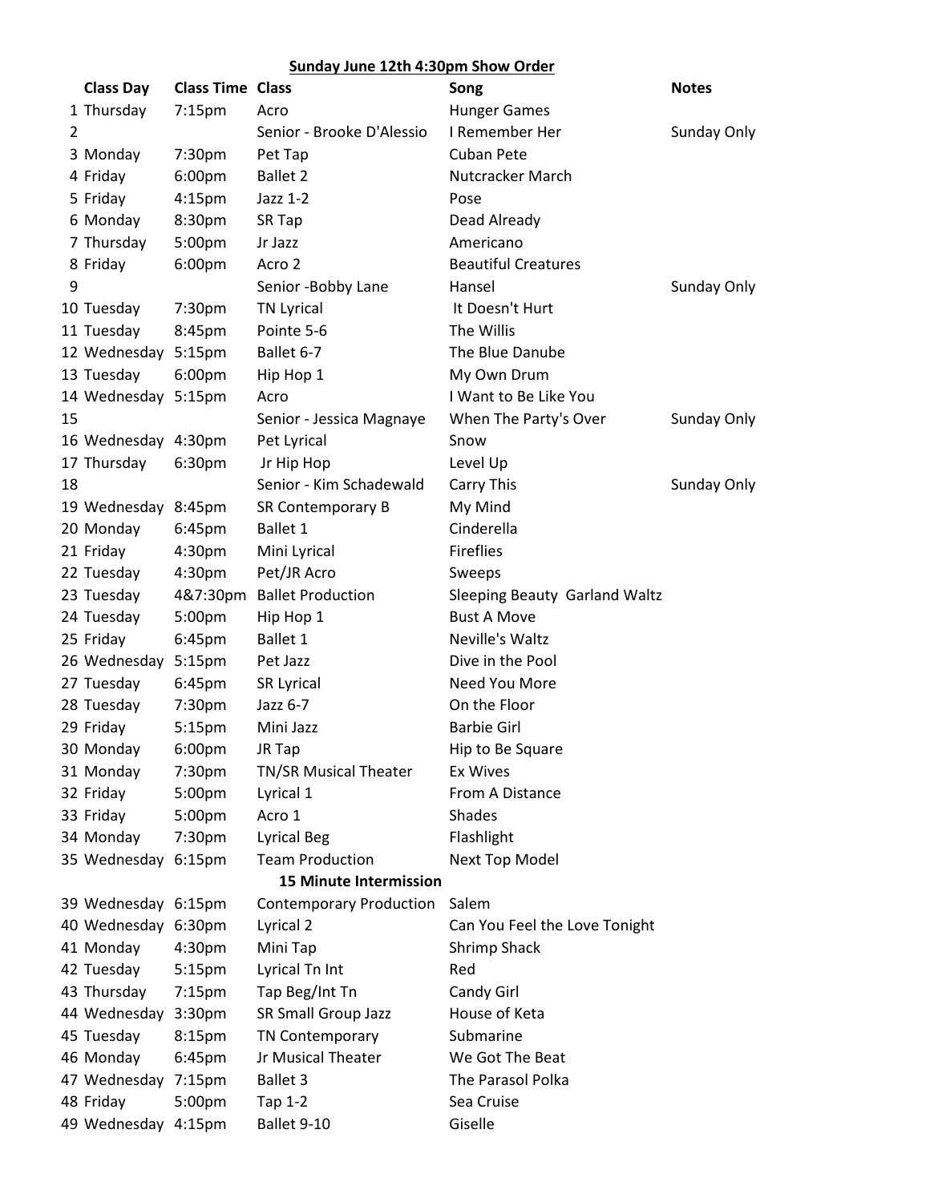## Sunday June 12th 4:30pm Show Order

| | Class Day | Class Time | Class | Song | Notes |
|---|---|---|---|---|---|
| 1 | Thursday | 7:15pm | Acro | Hunger Games | |
| 2 | | | Senior - Brooke D'Alessio | I Remember Her | Sunday Only |
| 3 | Monday | 7:30pm | Pet Tap | Cuban Pete | |
| 4 | Friday | 6:00pm | Ballet 2 | Nutcracker March | |
| 5 | Friday | 4:15pm | Jazz 1-2 | Pose | |
| 6 | Monday | 8:30pm | SR Tap | Dead Already | |
| 7 | Thursday | 5:00pm | Jr Jazz | Americano | |
| 8 | Friday | 6:00pm | Acro 2 | Beautiful Creatures | |
| 9 | | | Senior -Bobby Lane | Hansel | Sunday Only |
| 10 | Tuesday | 7:30pm | TN Lyrical | It Doesn't Hurt | |
| 11 | Tuesday | 8:45pm | Pointe 5-6 | The Willis | |
| 12 | Wednesday | 5:15pm | Ballet 6-7 | The Blue Danube | |
| 13 | Tuesday | 6:00pm | Hip Hop 1 | My Own Drum | |
| 14 | Wednesday | 5:15pm | Acro | I Want to Be Like You | |
| 15 | | | Senior - Jessica Magnaye | When The Party's Over | Sunday Only |
| 16 | Wednesday | 4:30pm | Pet Lyrical | Snow | |
| 17 | Thursday | 6:30pm | Jr Hip Hop | Level Up | |
| 18 | | | Senior - Kim Schadewald | Carry This | Sunday Only |
| 19 | Wednesday | 8:45pm | SR Contemporary B | My Mind | |
| 20 | Monday | 6:45pm | Ballet 1 | Cinderella | |
| 21 | Friday | 4:30pm | Mini Lyrical | Fireflies | |
| 22 | Tuesday | 4:30pm | Pet/JR Acro | Sweeps | |
| 23 | Tuesday | 4&7:30pm | Ballet Production | Sleeping Beauty Garland Waltz | |
| 24 | Tuesday | 5:00pm | Hip Hop 1 | Bust A Move | |
| 25 | Friday | 6:45pm | Ballet 1 | Neville's Waltz | |
| 26 | Wednesday | 5:15pm | Pet Jazz | Dive in the Pool | |
| 27 | Tuesday | 6:45pm | SR Lyrical | Need You More | |
| 28 | Tuesday | 7:30pm | Jazz 6-7 | On the Floor | |
| 29 | Friday | 5:15pm | Mini Jazz | Barbie Girl | |
| 30 | Monday | 6:00pm | JR Tap | Hip to Be Square | |
| 31 | Monday | 7:30pm | TN/SR Musical Theater | Ex Wives | |
| 32 | Friday | 5:00pm | Lyrical 1 | From A Distance | |
| 33 | Friday | 5:00pm | Acro 1 | Shades | |
| 34 | Monday | 7:30pm | Lyrical Beg | Flashlight | |
| 35 | Wednesday | 6:15pm | Team Production | Next Top Model | |
| | | | **15 Minute Intermission** | | |
| 39 | Wednesday | 6:15pm | Contemporary Production | Salem | |
| 40 | Wednesday | 6:30pm | Lyrical 2 | Can You Feel the Love Tonight | |
| 41 | Monday | 4:30pm | Mini Tap | Shrimp Shack | |
| 42 | Tuesday | 5:15pm | Lyrical Tn Int | Red | |
| 43 | Thursday | 7:15pm | Tap Beg/Int Tn | Candy Girl | |
| 44 | Wednesday | 3:30pm | SR Small Group Jazz | House of Keta | |
| 45 | Tuesday | 8:15pm | TN Contemporary | Submarine | |
| 46 | Monday | 6:45pm | Jr Musical Theater | We Got The Beat | |
| 47 | Wednesday | 7:15pm | Ballet 3 | The Parasol Polka | |
| 48 | Friday | 5:00pm | Tap 1-2 | Sea Cruise | |
| 49 | Wednesday | 4:15pm | Ballet 9-10 | Giselle | |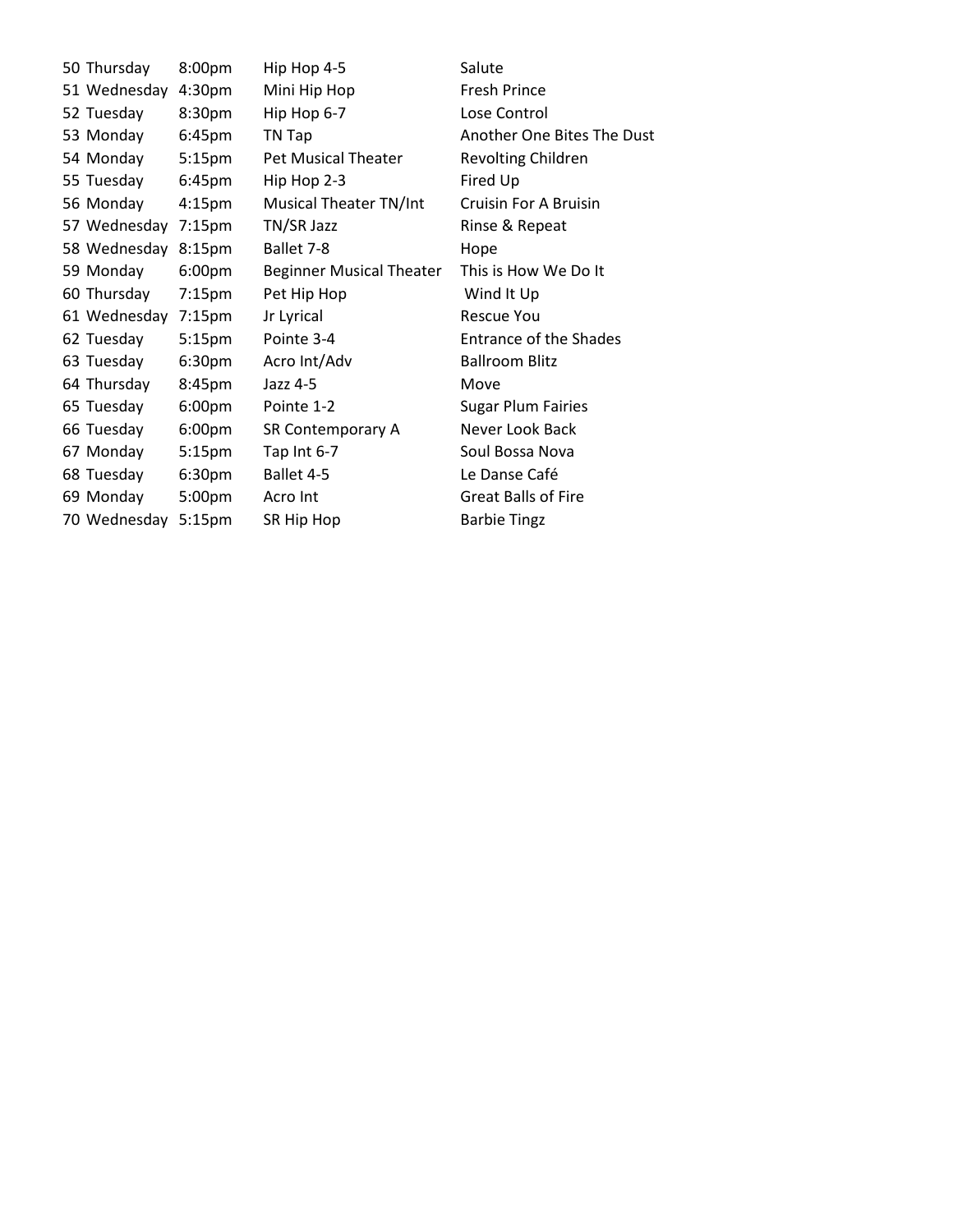| | | | | |
|---|---|---|---|---|
| 50 | Thursday | 8:00pm | Hip Hop 4-5 | Salute |
| 51 | Wednesday | 4:30pm | Mini Hip Hop | Fresh Prince |
| 52 | Tuesday | 8:30pm | Hip Hop 6-7 | Lose Control |
| 53 | Monday | 6:45pm | TN Tap | Another One Bites The Dust |
| 54 | Monday | 5:15pm | Pet Musical Theater | Revolting Children |
| 55 | Tuesday | 6:45pm | Hip Hop 2-3 | Fired Up |
| 56 | Monday | 4:15pm | Musical Theater TN/Int | Cruisin For A Bruisin |
| 57 | Wednesday | 7:15pm | TN/SR Jazz | Rinse & Repeat |
| 58 | Wednesday | 8:15pm | Ballet 7-8 | Hope |
| 59 | Monday | 6:00pm | Beginner Musical Theater | This is How We Do It |
| 60 | Thursday | 7:15pm | Pet Hip Hop | Wind It Up |
| 61 | Wednesday | 7:15pm | Jr Lyrical | Rescue You |
| 62 | Tuesday | 5:15pm | Pointe 3-4 | Entrance of the Shades |
| 63 | Tuesday | 6:30pm | Acro Int/Adv | Ballroom Blitz |
| 64 | Thursday | 8:45pm | Jazz 4-5 | Move |
| 65 | Tuesday | 6:00pm | Pointe 1-2 | Sugar Plum Fairies |
| 66 | Tuesday | 6:00pm | SR Contemporary A | Never Look Back |
| 67 | Monday | 5:15pm | Tap Int 6-7 | Soul Bossa Nova |
| 68 | Tuesday | 6:30pm | Ballet 4-5 | Le Danse Café |
| 69 | Monday | 5:00pm | Acro Int | Great Balls of Fire |
| 70 | Wednesday | 5:15pm | SR Hip Hop | Barbie Tingz |